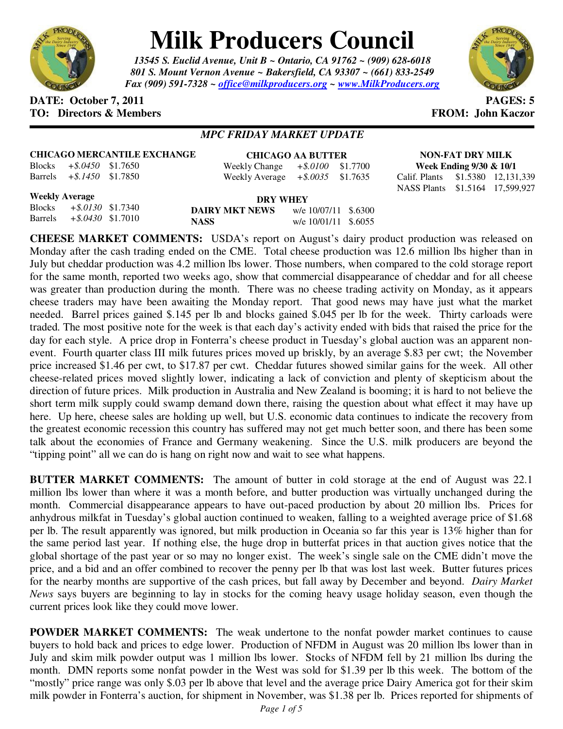# Milk Producers Council

*13545 S. Euclid Avenue, Unit B ~ Ontario, CA 91762 ~ (909) 628-6018*
*801 S. Mount Vernon Avenue ~ Bakersfield, CA 93307 ~ (661) 833-2549*
*Fax (909) 591-7328 ~ office@milkproducers.org ~ www.MilkProducers.org*

**DATE: October 7, 2011** **PAGES: 5**
**TO: Directors & Members** **FROM: John Kaczor**

## *MPC FRIDAY MARKET UPDATE*

**CHICAGO MERCANTILE EXCHANGE**

| | | |
|---|---|---|
| Blocks | *+$.0450* | $1.7650 |
| Barrels | *+$.1450* | $1.7850 |

**Weekly Average**

| | | |
|---|---|---|
| Blocks | *+$.0130* | $1.7340 |
| Barrels | *+$.0430* | $1.7010 |

**CHICAGO AA BUTTER**

| | | |
|---|---|---|
| Weekly Change | *+$.0100* | $1.7700 |
| Weekly Average | *+$.0035* | $1.7635 |

**DRY WHEY**

| | | |
|---|---|---|
| **DAIRY MKT NEWS** | w/e 10/07/11 | $.6300 |
| **NASS** | w/e 10/01/11 | $.6055 |

**NON-FAT DRY MILK**
**Week Ending 9/30 & 10/1**

| | | |
|---|---|---|
| Calif. Plants | $1.5380 | 12,131,339 |
| NASS Plants | $1.5164 | 17,599,927 |

**CHEESE MARKET COMMENTS:** USDA's report on August's dairy product production was released on Monday after the cash trading ended on the CME. Total cheese production was 12.6 million lbs higher than in July but cheddar production was 4.2 million lbs lower. Those numbers, when compared to the cold storage report for the same month, reported two weeks ago, show that commercial disappearance of cheddar and for all cheese was greater than production during the month. There was no cheese trading activity on Monday, as it appears cheese traders may have been awaiting the Monday report. That good news may have just what the market needed. Barrel prices gained $.145 per lb and blocks gained $.045 per lb for the week. Thirty carloads were traded. The most positive note for the week is that each day's activity ended with bids that raised the price for the day for each style. A price drop in Fonterra's cheese product in Tuesday's global auction was an apparent non-event. Fourth quarter class III milk futures prices moved up briskly, by an average $.83 per cwt; the November price increased $1.46 per cwt, to $17.87 per cwt. Cheddar futures showed similar gains for the week. All other cheese-related prices moved slightly lower, indicating a lack of conviction and plenty of skepticism about the direction of future prices. Milk production in Australia and New Zealand is booming; it is hard to not believe the short term milk supply could swamp demand down there, raising the question about what effect it may have up here. Up here, cheese sales are holding up well, but U.S. economic data continues to indicate the recovery from the greatest economic recession this country has suffered may not get much better soon, and there has been some talk about the economies of France and Germany weakening. Since the U.S. milk producers are beyond the "tipping point" all we can do is hang on right now and wait to see what happens.

**BUTTER MARKET COMMENTS:** The amount of butter in cold storage at the end of August was 22.1 million lbs lower than where it was a month before, and butter production was virtually unchanged during the month. Commercial disappearance appears to have out-paced production by about 20 million lbs. Prices for anhydrous milkfat in Tuesday's global auction continued to weaken, falling to a weighted average price of $1.68 per lb. The result apparently was ignored, but milk production in Oceania so far this year is 13% higher than for the same period last year. If nothing else, the huge drop in butterfat prices in that auction gives notice that the global shortage of the past year or so may no longer exist. The week's single sale on the CME didn't move the price, and a bid and an offer combined to recover the penny per lb that was lost last week. Butter futures prices for the nearby months are supportive of the cash prices, but fall away by December and beyond. *Dairy Market News* says buyers are beginning to lay in stocks for the coming heavy usage holiday season, even though the current prices look like they could move lower.

**POWDER MARKET COMMENTS:** The weak undertone to the nonfat powder market continues to cause buyers to hold back and prices to edge lower. Production of NFDM in August was 20 million lbs lower than in July and skim milk powder output was 1 million lbs lower. Stocks of NFDM fell by 21 million lbs during the month. DMN reports some nonfat powder in the West was sold for $1.39 per lb this week. The bottom of the "mostly" price range was only $.03 per lb above that level and the average price Dairy America got for their skim milk powder in Fonterra's auction, for shipment in November, was $1.38 per lb. Prices reported for shipments of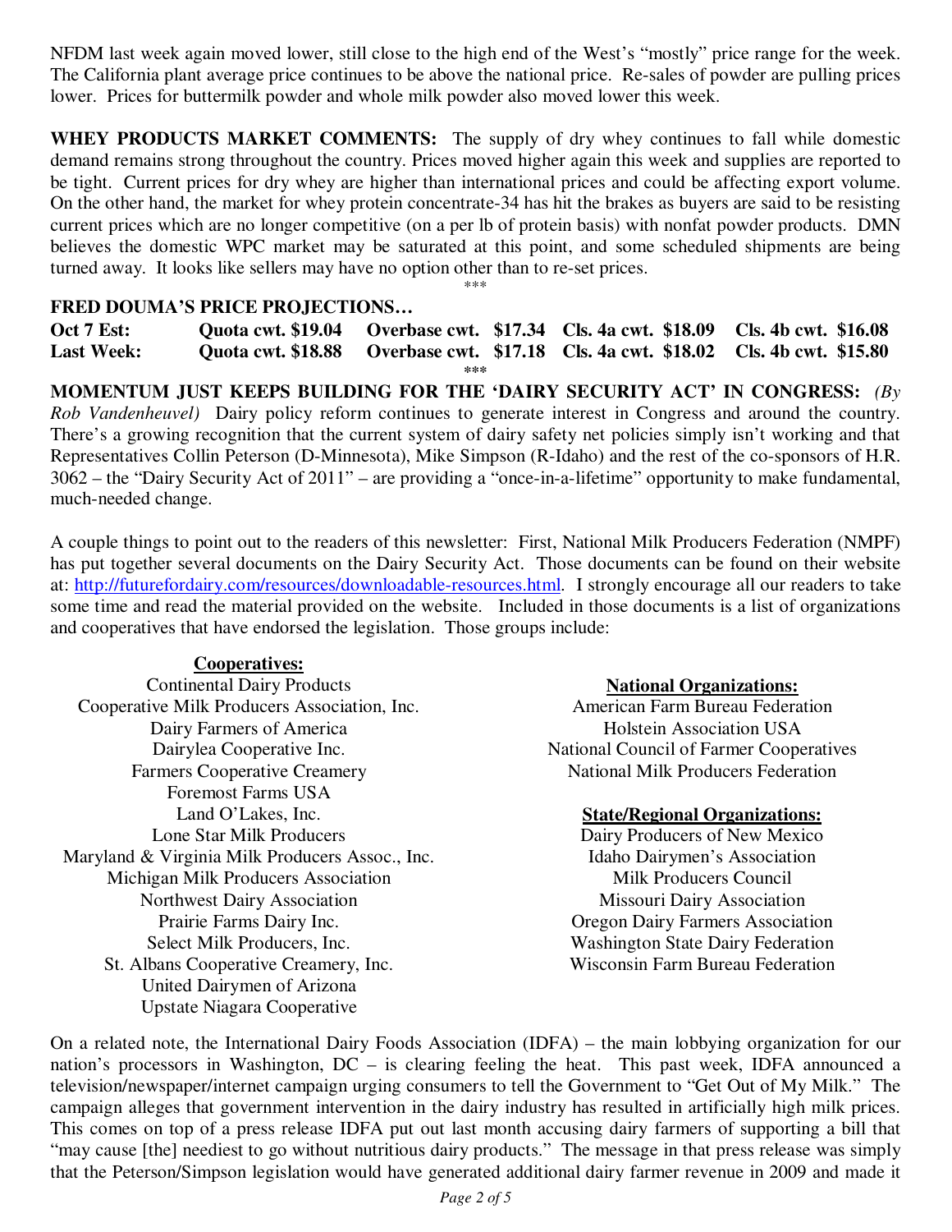NFDM last week again moved lower, still close to the high end of the West's "mostly" price range for the week. The California plant average price continues to be above the national price. Re-sales of powder are pulling prices lower. Prices for buttermilk powder and whole milk powder also moved lower this week.

**WHEY PRODUCTS MARKET COMMENTS:** The supply of dry whey continues to fall while domestic demand remains strong throughout the country. Prices moved higher again this week and supplies are reported to be tight. Current prices for dry whey are higher than international prices and could be affecting export volume. On the other hand, the market for whey protein concentrate-34 has hit the brakes as buyers are said to be resisting current prices which are no longer competitive (on a per lb of protein basis) with nonfat powder products. DMN believes the domestic WPC market may be saturated at this point, and some scheduled shipments are being turned away. It looks like sellers may have no option other than to re-set prices.

\*\*\*

**FRED DOUMA'S PRICE PROJECTIONS…**

| | | | | |
|---|---|---|---|---|
| **Oct 7 Est:** | **Quota cwt. $19.04** | **Overbase cwt. $17.34** | **Cls. 4a cwt. $18.09** | **Cls. 4b cwt. $16.08** |
| **Last Week:** | **Quota cwt. $18.88** | **Overbase cwt. $17.18** | **Cls. 4a cwt. $18.02** | **Cls. 4b cwt. $15.80** |

\*\*\*

**MOMENTUM JUST KEEPS BUILDING FOR THE 'DAIRY SECURITY ACT' IN CONGRESS:** *(By Rob Vandenheuvel)* Dairy policy reform continues to generate interest in Congress and around the country. There's a growing recognition that the current system of dairy safety net policies simply isn't working and that Representatives Collin Peterson (D-Minnesota), Mike Simpson (R-Idaho) and the rest of the co-sponsors of H.R. 3062 – the "Dairy Security Act of 2011" – are providing a "once-in-a-lifetime" opportunity to make fundamental, much-needed change.

A couple things to point out to the readers of this newsletter: First, National Milk Producers Federation (NMPF) has put together several documents on the Dairy Security Act. Those documents can be found on their website at: http://futurefordairy.com/resources/downloadable-resources.html. I strongly encourage all our readers to take some time and read the material provided on the website. Included in those documents is a list of organizations and cooperatives that have endorsed the legislation. Those groups include:

**Cooperatives:**

Continental Dairy Products
Cooperative Milk Producers Association, Inc.
Dairy Farmers of America
Dairylea Cooperative Inc.
Farmers Cooperative Creamery
Foremost Farms USA
Land O'Lakes, Inc.
Lone Star Milk Producers
Maryland & Virginia Milk Producers Assoc., Inc.
Michigan Milk Producers Association
Northwest Dairy Association
Prairie Farms Dairy Inc.
Select Milk Producers, Inc.
St. Albans Cooperative Creamery, Inc.
United Dairymen of Arizona
Upstate Niagara Cooperative

**National Organizations:**

American Farm Bureau Federation
Holstein Association USA
National Council of Farmer Cooperatives
National Milk Producers Federation

**State/Regional Organizations:**

Dairy Producers of New Mexico
Idaho Dairymen's Association
Milk Producers Council
Missouri Dairy Association
Oregon Dairy Farmers Association
Washington State Dairy Federation
Wisconsin Farm Bureau Federation

On a related note, the International Dairy Foods Association (IDFA) – the main lobbying organization for our nation's processors in Washington, DC – is clearing feeling the heat. This past week, IDFA announced a television/newspaper/internet campaign urging consumers to tell the Government to "Get Out of My Milk." The campaign alleges that government intervention in the dairy industry has resulted in artificially high milk prices. This comes on top of a press release IDFA put out last month accusing dairy farmers of supporting a bill that "may cause [the] neediest to go without nutritious dairy products." The message in that press release was simply that the Peterson/Simpson legislation would have generated additional dairy farmer revenue in 2009 and made it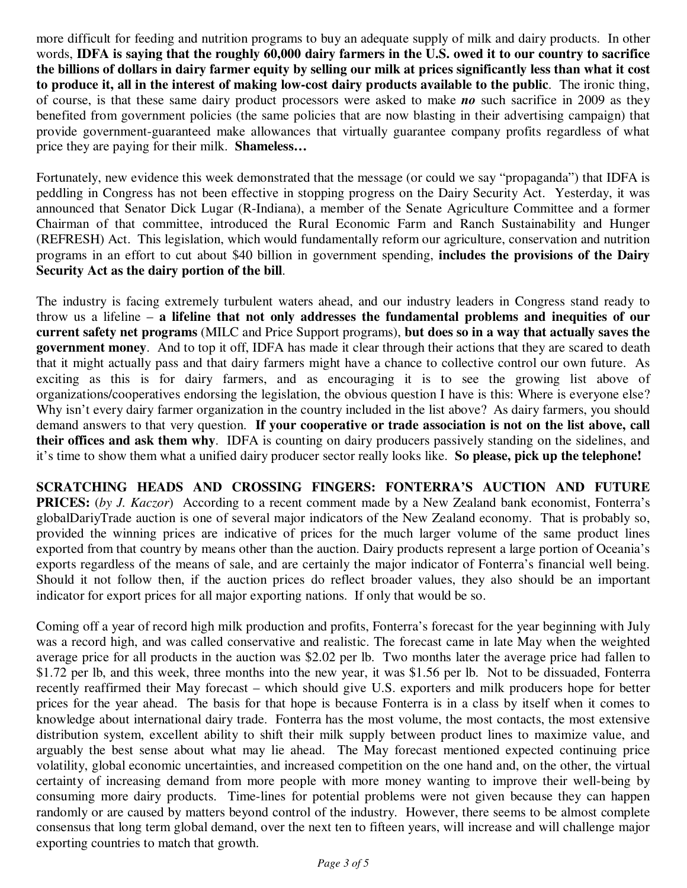more difficult for feeding and nutrition programs to buy an adequate supply of milk and dairy products. In other words, **IDFA is saying that the roughly 60,000 dairy farmers in the U.S. owed it to our country to sacrifice the billions of dollars in dairy farmer equity by selling our milk at prices significantly less than what it cost to produce it, all in the interest of making low-cost dairy products available to the public**. The ironic thing, of course, is that these same dairy product processors were asked to make ***no*** such sacrifice in 2009 as they benefited from government policies (the same policies that are now blasting in their advertising campaign) that provide government-guaranteed make allowances that virtually guarantee company profits regardless of what price they are paying for their milk. **Shameless…**

Fortunately, new evidence this week demonstrated that the message (or could we say "propaganda") that IDFA is peddling in Congress has not been effective in stopping progress on the Dairy Security Act. Yesterday, it was announced that Senator Dick Lugar (R-Indiana), a member of the Senate Agriculture Committee and a former Chairman of that committee, introduced the Rural Economic Farm and Ranch Sustainability and Hunger (REFRESH) Act. This legislation, which would fundamentally reform our agriculture, conservation and nutrition programs in an effort to cut about $40 billion in government spending, **includes the provisions of the Dairy Security Act as the dairy portion of the bill**.

The industry is facing extremely turbulent waters ahead, and our industry leaders in Congress stand ready to throw us a lifeline – **a lifeline that not only addresses the fundamental problems and inequities of our current safety net programs** (MILC and Price Support programs), **but does so in a way that actually saves the government money**. And to top it off, IDFA has made it clear through their actions that they are scared to death that it might actually pass and that dairy farmers might have a chance to collective control our own future. As exciting as this is for dairy farmers, and as encouraging it is to see the growing list above of organizations/cooperatives endorsing the legislation, the obvious question I have is this: Where is everyone else? Why isn't every dairy farmer organization in the country included in the list above? As dairy farmers, you should demand answers to that very question. **If your cooperative or trade association is not on the list above, call their offices and ask them why**. IDFA is counting on dairy producers passively standing on the sidelines, and it's time to show them what a unified dairy producer sector really looks like. **So please, pick up the telephone!**

**SCRATCHING HEADS AND CROSSING FINGERS: FONTERRA'S AUCTION AND FUTURE PRICES:** (*by J. Kaczor*) According to a recent comment made by a New Zealand bank economist, Fonterra's globalDariyTrade auction is one of several major indicators of the New Zealand economy. That is probably so, provided the winning prices are indicative of prices for the much larger volume of the same product lines exported from that country by means other than the auction. Dairy products represent a large portion of Oceania's exports regardless of the means of sale, and are certainly the major indicator of Fonterra's financial well being. Should it not follow then, if the auction prices do reflect broader values, they also should be an important indicator for export prices for all major exporting nations. If only that would be so.

Coming off a year of record high milk production and profits, Fonterra's forecast for the year beginning with July was a record high, and was called conservative and realistic. The forecast came in late May when the weighted average price for all products in the auction was $2.02 per lb. Two months later the average price had fallen to $1.72 per lb, and this week, three months into the new year, it was $1.56 per lb. Not to be dissuaded, Fonterra recently reaffirmed their May forecast – which should give U.S. exporters and milk producers hope for better prices for the year ahead. The basis for that hope is because Fonterra is in a class by itself when it comes to knowledge about international dairy trade. Fonterra has the most volume, the most contacts, the most extensive distribution system, excellent ability to shift their milk supply between product lines to maximize value, and arguably the best sense about what may lie ahead. The May forecast mentioned expected continuing price volatility, global economic uncertainties, and increased competition on the one hand and, on the other, the virtual certainty of increasing demand from more people with more money wanting to improve their well-being by consuming more dairy products. Time-lines for potential problems were not given because they can happen randomly or are caused by matters beyond control of the industry. However, there seems to be almost complete consensus that long term global demand, over the next ten to fifteen years, will increase and will challenge major exporting countries to match that growth.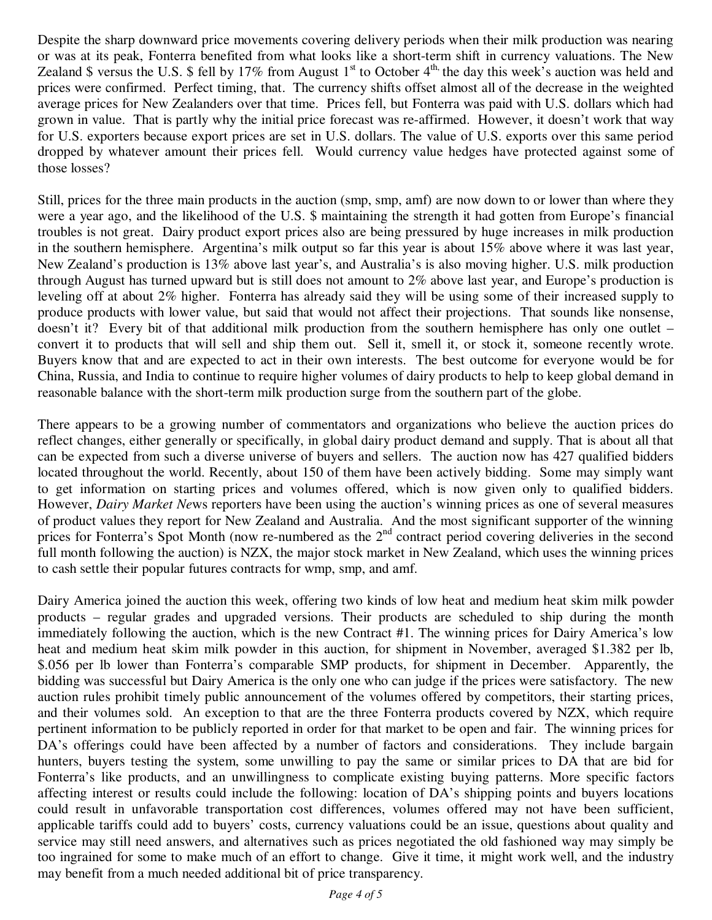Despite the sharp downward price movements covering delivery periods when their milk production was nearing or was at its peak, Fonterra benefited from what looks like a short-term shift in currency valuations. The New Zealand $ versus the U.S. $ fell by 17% from August 1st to October 4th, the day this week's auction was held and prices were confirmed. Perfect timing, that. The currency shifts offset almost all of the decrease in the weighted average prices for New Zealanders over that time. Prices fell, but Fonterra was paid with U.S. dollars which had grown in value. That is partly why the initial price forecast was re-affirmed. However, it doesn't work that way for U.S. exporters because export prices are set in U.S. dollars. The value of U.S. exports over this same period dropped by whatever amount their prices fell. Would currency value hedges have protected against some of those losses?

Still, prices for the three main products in the auction (smp, smp, amf) are now down to or lower than where they were a year ago, and the likelihood of the U.S. $ maintaining the strength it had gotten from Europe's financial troubles is not great. Dairy product export prices also are being pressured by huge increases in milk production in the southern hemisphere. Argentina's milk output so far this year is about 15% above where it was last year, New Zealand's production is 13% above last year's, and Australia's is also moving higher. U.S. milk production through August has turned upward but is still does not amount to 2% above last year, and Europe's production is leveling off at about 2% higher. Fonterra has already said they will be using some of their increased supply to produce products with lower value, but said that would not affect their projections. That sounds like nonsense, doesn't it? Every bit of that additional milk production from the southern hemisphere has only one outlet – convert it to products that will sell and ship them out. Sell it, smell it, or stock it, someone recently wrote. Buyers know that and are expected to act in their own interests. The best outcome for everyone would be for China, Russia, and India to continue to require higher volumes of dairy products to help to keep global demand in reasonable balance with the short-term milk production surge from the southern part of the globe.

There appears to be a growing number of commentators and organizations who believe the auction prices do reflect changes, either generally or specifically, in global dairy product demand and supply. That is about all that can be expected from such a diverse universe of buyers and sellers. The auction now has 427 qualified bidders located throughout the world. Recently, about 150 of them have been actively bidding. Some may simply want to get information on starting prices and volumes offered, which is now given only to qualified bidders. However, *Dairy Market News* reporters have been using the auction's winning prices as one of several measures of product values they report for New Zealand and Australia. And the most significant supporter of the winning prices for Fonterra's Spot Month (now re-numbered as the 2nd contract period covering deliveries in the second full month following the auction) is NZX, the major stock market in New Zealand, which uses the winning prices to cash settle their popular futures contracts for wmp, smp, and amf.

Dairy America joined the auction this week, offering two kinds of low heat and medium heat skim milk powder products – regular grades and upgraded versions. Their products are scheduled to ship during the month immediately following the auction, which is the new Contract #1. The winning prices for Dairy America's low heat and medium heat skim milk powder in this auction, for shipment in November, averaged $1.382 per lb, $.056 per lb lower than Fonterra's comparable SMP products, for shipment in December. Apparently, the bidding was successful but Dairy America is the only one who can judge if the prices were satisfactory. The new auction rules prohibit timely public announcement of the volumes offered by competitors, their starting prices, and their volumes sold. An exception to that are the three Fonterra products covered by NZX, which require pertinent information to be publicly reported in order for that market to be open and fair. The winning prices for DA's offerings could have been affected by a number of factors and considerations. They include bargain hunters, buyers testing the system, some unwilling to pay the same or similar prices to DA that are bid for Fonterra's like products, and an unwillingness to complicate existing buying patterns. More specific factors affecting interest or results could include the following: location of DA's shipping points and buyers locations could result in unfavorable transportation cost differences, volumes offered may not have been sufficient, applicable tariffs could add to buyers' costs, currency valuations could be an issue, questions about quality and service may still need answers, and alternatives such as prices negotiated the old fashioned way may simply be too ingrained for some to make much of an effort to change. Give it time, it might work well, and the industry may benefit from a much needed additional bit of price transparency.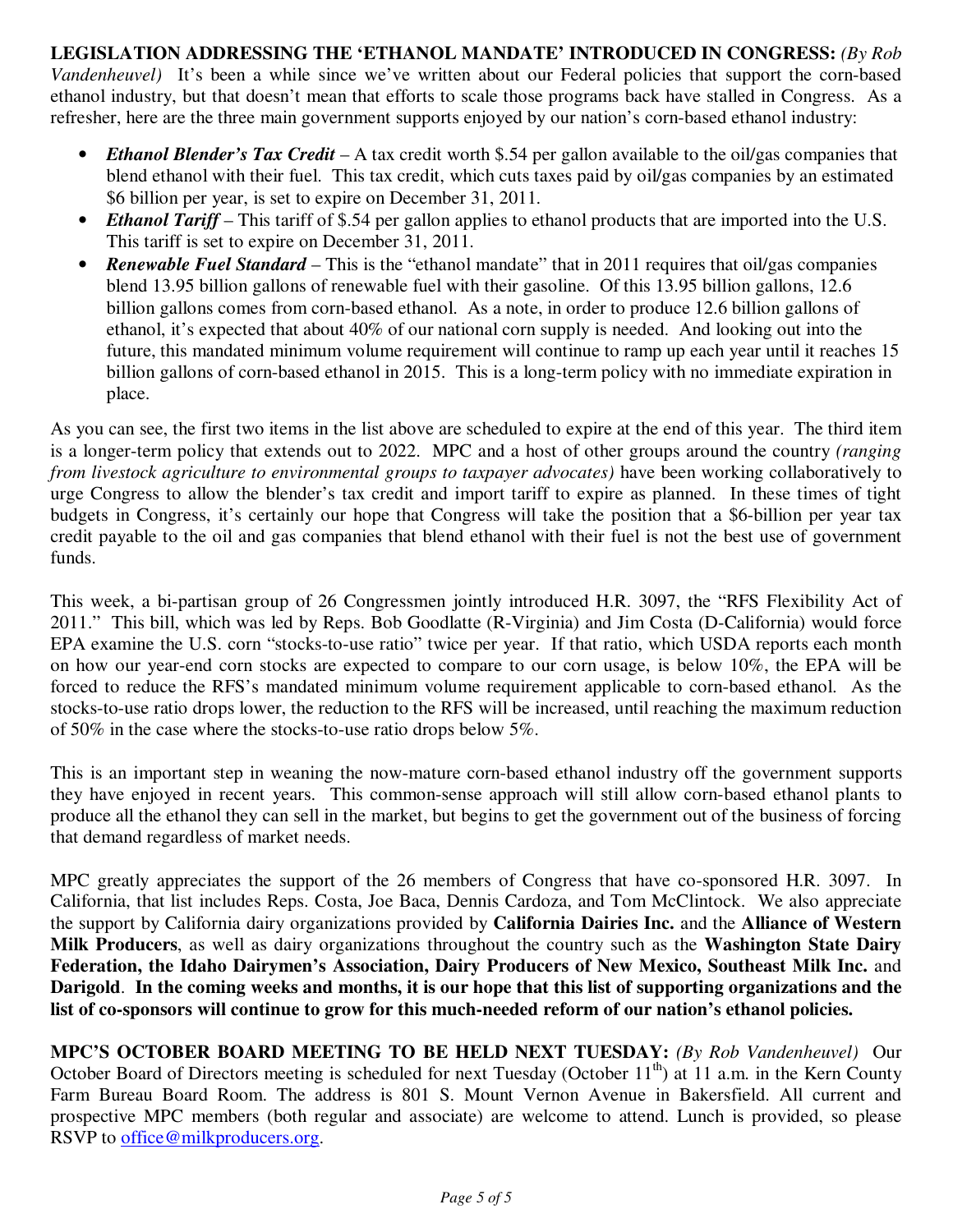**LEGISLATION ADDRESSING THE 'ETHANOL MANDATE' INTRODUCED IN CONGRESS:** *(By Rob Vandenheuvel)* It's been a while since we've written about our Federal policies that support the corn-based ethanol industry, but that doesn't mean that efforts to scale those programs back have stalled in Congress. As a refresher, here are the three main government supports enjoyed by our nation's corn-based ethanol industry:

- ***Ethanol Blender's Tax Credit*** – A tax credit worth $.54 per gallon available to the oil/gas companies that blend ethanol with their fuel. This tax credit, which cuts taxes paid by oil/gas companies by an estimated $6 billion per year, is set to expire on December 31, 2011.
- ***Ethanol Tariff*** – This tariff of $.54 per gallon applies to ethanol products that are imported into the U.S. This tariff is set to expire on December 31, 2011.
- ***Renewable Fuel Standard*** – This is the "ethanol mandate" that in 2011 requires that oil/gas companies blend 13.95 billion gallons of renewable fuel with their gasoline. Of this 13.95 billion gallons, 12.6 billion gallons comes from corn-based ethanol. As a note, in order to produce 12.6 billion gallons of ethanol, it's expected that about 40% of our national corn supply is needed. And looking out into the future, this mandated minimum volume requirement will continue to ramp up each year until it reaches 15 billion gallons of corn-based ethanol in 2015. This is a long-term policy with no immediate expiration in place.

As you can see, the first two items in the list above are scheduled to expire at the end of this year. The third item is a longer-term policy that extends out to 2022. MPC and a host of other groups around the country *(ranging from livestock agriculture to environmental groups to taxpayer advocates)* have been working collaboratively to urge Congress to allow the blender's tax credit and import tariff to expire as planned. In these times of tight budgets in Congress, it's certainly our hope that Congress will take the position that a $6-billion per year tax credit payable to the oil and gas companies that blend ethanol with their fuel is not the best use of government funds.

This week, a bi-partisan group of 26 Congressmen jointly introduced H.R. 3097, the "RFS Flexibility Act of 2011." This bill, which was led by Reps. Bob Goodlatte (R-Virginia) and Jim Costa (D-California) would force EPA examine the U.S. corn "stocks-to-use ratio" twice per year. If that ratio, which USDA reports each month on how our year-end corn stocks are expected to compare to our corn usage, is below 10%, the EPA will be forced to reduce the RFS's mandated minimum volume requirement applicable to corn-based ethanol. As the stocks-to-use ratio drops lower, the reduction to the RFS will be increased, until reaching the maximum reduction of 50% in the case where the stocks-to-use ratio drops below 5%.

This is an important step in weaning the now-mature corn-based ethanol industry off the government supports they have enjoyed in recent years. This common-sense approach will still allow corn-based ethanol plants to produce all the ethanol they can sell in the market, but begins to get the government out of the business of forcing that demand regardless of market needs.

MPC greatly appreciates the support of the 26 members of Congress that have co-sponsored H.R. 3097. In California, that list includes Reps. Costa, Joe Baca, Dennis Cardoza, and Tom McClintock. We also appreciate the support by California dairy organizations provided by **California Dairies Inc.** and the **Alliance of Western Milk Producers**, as well as dairy organizations throughout the country such as the **Washington State Dairy Federation, the Idaho Dairymen's Association, Dairy Producers of New Mexico, Southeast Milk Inc.** and **Darigold**. **In the coming weeks and months, it is our hope that this list of supporting organizations and the list of co-sponsors will continue to grow for this much-needed reform of our nation's ethanol policies.**

**MPC'S OCTOBER BOARD MEETING TO BE HELD NEXT TUESDAY:** *(By Rob Vandenheuvel)* Our October Board of Directors meeting is scheduled for next Tuesday (October 11th) at 11 a.m. in the Kern County Farm Bureau Board Room. The address is 801 S. Mount Vernon Avenue in Bakersfield. All current and prospective MPC members (both regular and associate) are welcome to attend. Lunch is provided, so please RSVP to office@milkproducers.org.